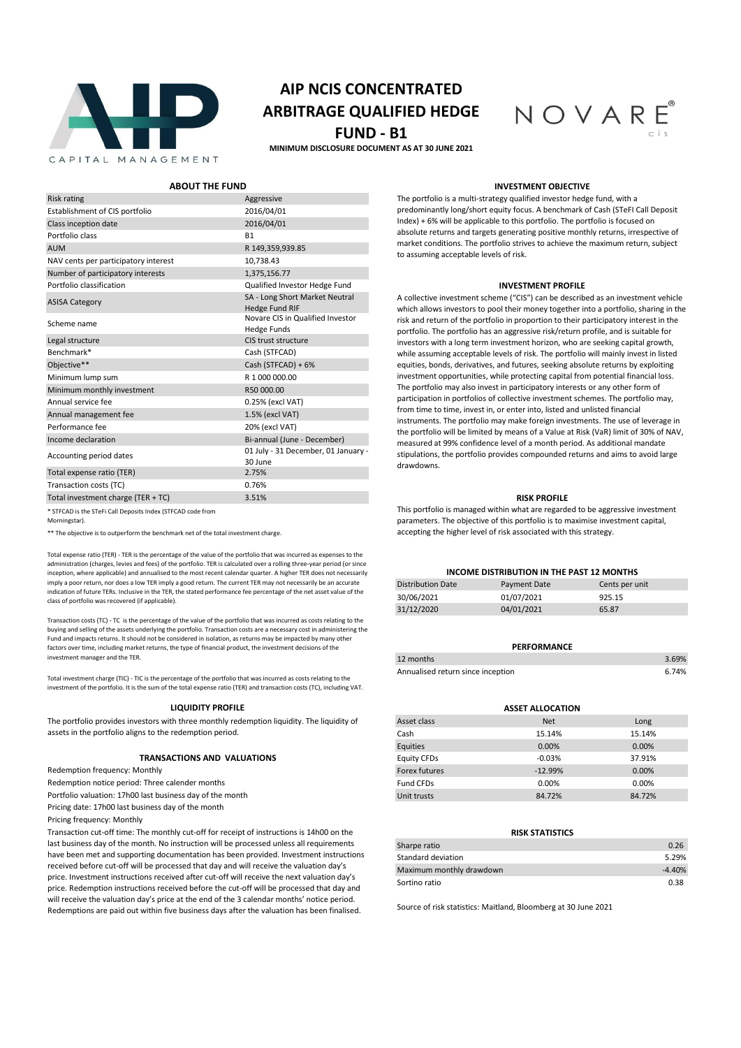# AIP NCIS CONCENTRATED ARBITRAGE QUALIFIED HEDGE FUND - B1

**MINIMUM DISCLOSURE DOCUMENT AS AT 30 JUNE 2021**

## ABOUT THE FUND

| | |
|---|---|
| Risk rating | Aggressive |
| Establishment of CIS portfolio | 2016/04/01 |
| Class inception date | 2016/04/01 |
| Portfolio class | B1 |
| AUM | R 149,359,939.85 |
| NAV cents per participatory interest | 10,738.43 |
| Number of participatory interests | 1,375,156.77 |
| Portfolio classification | Qualified Investor Hedge Fund |
| ASISA Category | SA - Long Short Market Neutral Hedge Fund RIF |
| Scheme name | Novare CIS in Qualified Investor Hedge Funds |
| Legal structure | CIS trust structure |
| Benchmark* | Cash (STFCAD) |
| Objective** | Cash (STFCAD) + 6% |
| Minimum lump sum | R 1 000 000.00 |
| Minimum monthly investment | R50 000.00 |
| Annual service fee | 0.25% (excl VAT) |
| Annual management fee | 1.5% (excl VAT) |
| Performance fee | 20% (excl VAT) |
| Income declaration | Bi-annual (June - December) |
| Accounting period dates | 01 July - 31 December, 01 January - 30 June |
| Total expense ratio (TER) | 2.75% |
| Transaction costs (TC) | 0.76% |
| Total investment charge (TER + TC) | 3.51% |

* STFCAD is the STeFi Call Deposits Index (STFCAD code from Morningstar).

** The objective is to outperform the benchmark net of the total investment charge.

Total expense ratio (TER) - TER is the percentage of the value of the portfolio that was incurred as expenses to the administration (charges, levies and fees) of the portfolio. TER is calculated over a rolling three-year period (or since inception, where applicable) and annualised to the most recent calendar quarter. A higher TER does not necessarily imply a poor return, nor does a low TER imply a good return. The current TER may not necessarily be an accurate indication of future TERs. Inclusive in the TER, the stated performance fee percentage of the net asset value of the class of portfolio was recovered (if applicable).

Transaction costs (TC) - TC is the percentage of the value of the portfolio that was incurred as costs relating to the buying and selling of the assets underlying the portfolio. Transaction costs are a necessary cost in administering the Fund and impacts returns. It should not be considered in isolation, as returns may be impacted by many other factors over time, including market returns, the type of financial product, the investment decisions of the investment manager and the TER.

Total investment charge (TIC) - TIC is the percentage of the portfolio that was incurred as costs relating to the investment of the portfolio. It is the sum of the total expense ratio (TER) and transaction costs (TC), including VAT.

## LIQUIDITY PROFILE

The portfolio provides investors with three monthly redemption liquidity. The liquidity of assets in the portfolio aligns to the redemption period.

## TRANSACTIONS AND VALUATIONS

Redemption frequency: Monthly

Redemption notice period: Three calender months

Portfolio valuation: 17h00 last business day of the month

Pricing date: 17h00 last business day of the month

Pricing frequency: Monthly

Transaction cut-off time: The monthly cut-off for receipt of instructions is 14h00 on the last business day of the month. No instruction will be processed unless all requirements have been met and supporting documentation has been provided. Investment instructions received before cut-off will be processed that day and will receive the valuation day's price. Investment instructions received after cut-off will receive the next valuation day's price. Redemption instructions received before the cut-off will be processed that day and will receive the valuation day's price at the end of the 3 calendar months' notice period. Redemptions are paid out within five business days after the valuation has been finalised.

## INVESTMENT OBJECTIVE

The portfolio is a multi-strategy qualified investor hedge fund, with a predominantly long/short equity focus. A benchmark of Cash (STeFI Call Deposit Index) + 6% will be applicable to this portfolio. The portfolio is focused on absolute returns and targets generating positive monthly returns, irrespective of market conditions. The portfolio strives to achieve the maximum return, subject to assuming acceptable levels of risk.

## INVESTMENT PROFILE

A collective investment scheme ("CIS") can be described as an investment vehicle which allows investors to pool their money together into a portfolio, sharing in the risk and return of the portfolio in proportion to their participatory interest in the portfolio. The portfolio has an aggressive risk/return profile, and is suitable for investors with a long term investment horizon, who are seeking capital growth, while assuming acceptable levels of risk. The portfolio will mainly invest in listed equities, bonds, derivatives, and futures, seeking absolute returns by exploiting investment opportunities, while protecting capital from potential financial loss. The portfolio may also invest in participatory interests or any other form of participation in portfolios of collective investment schemes. The portfolio may, from time to time, invest in, or enter into, listed and unlisted financial instruments. The portfolio may make foreign investments. The use of leverage in the portfolio will be limited by means of a Value at Risk (VaR) limit of 30% of NAV, measured at 99% confidence level of a month period. As additional mandate stipulations, the portfolio provides compounded returns and aims to avoid large drawdowns.

## RISK PROFILE

This portfolio is managed within what are regarded to be aggressive investment parameters. The objective of this portfolio is to maximise investment capital, accepting the higher level of risk associated with this strategy.

## INCOME DISTRIBUTION IN THE PAST 12 MONTHS

| Distribution Date | Payment Date | Cents per unit |
|---|---|---|
| 30/06/2021 | 01/07/2021 | 925.15 |
| 31/12/2020 | 04/01/2021 | 65.87 |

## PERFORMANCE

| | |
|---|---|
| 12 months | 3.69% |
| Annualised return since inception | 6.74% |

## ASSET ALLOCATION

| Asset class | Net | Long |
|---|---|---|
| Cash | 15.14% | 15.14% |
| Equities | 0.00% | 0.00% |
| Equity CFDs | -0.03% | 37.91% |
| Forex futures | -12.99% | 0.00% |
| Fund CFDs | 0.00% | 0.00% |
| Unit trusts | 84.72% | 84.72% |

## RISK STATISTICS

| | |
|---|---|
| Sharpe ratio | 0.26 |
| Standard deviation | 5.29% |
| Maximum monthly drawdown | -4.40% |
| Sortino ratio | 0.38 |

Source of risk statistics: Maitland, Bloomberg at 30 June 2021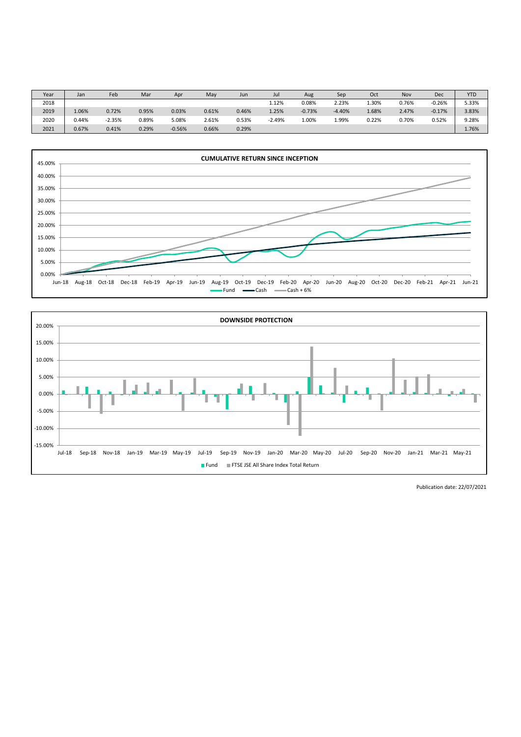| Year | Jan | Feb | Mar | Apr | May | Jun | Jul | Aug | Sep | Oct | Nov | Dec | YTD |
|---|---|---|---|---|---|---|---|---|---|---|---|---|---|
| 2018 | | | | | | | 1.12% | 0.08% | 2.23% | 1.30% | 0.76% | -0.26% | 5.33% |
| 2019 | 1.06% | 0.72% | 0.95% | 0.03% | 0.61% | 0.46% | 1.25% | -0.73% | -4.40% | 1.68% | 2.47% | -0.17% | 3.83% |
| 2020 | 0.44% | -2.35% | 0.89% | 5.08% | 2.61% | 0.53% | -2.49% | 1.00% | 1.99% | 0.22% | 0.70% | 0.52% | 9.28% |
| 2021 | 0.67% | 0.41% | 0.29% | -0.56% | 0.66% | 0.29% | | | | | | | 1.76% |

**CUMULATIVE RETURN SINCE INCEPTION**

Fund — Cash — Cash + 6%

**DOWNSIDE PROTECTION**

Fund — FTSE JSE All Share Index Total Return

Publication date: 22/07/2021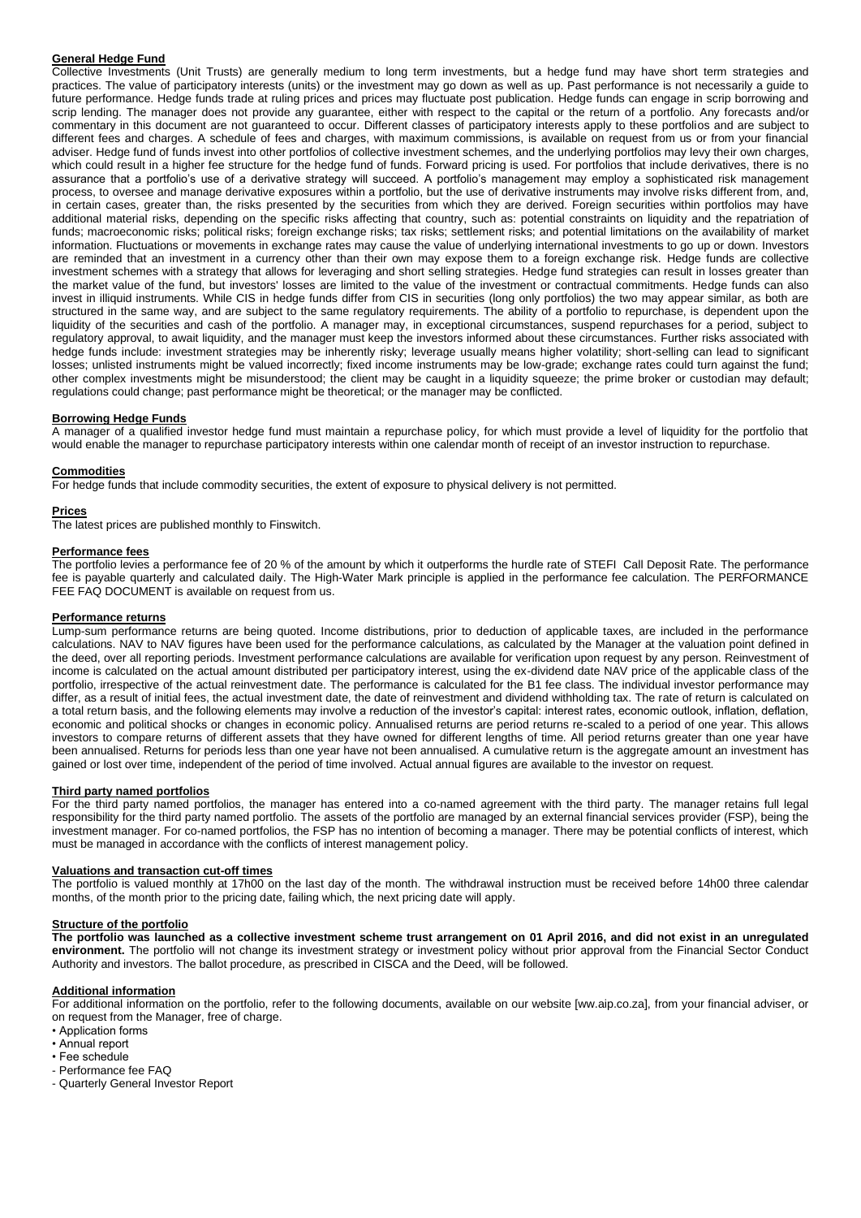## General Hedge Fund

Collective Investments (Unit Trusts) are generally medium to long term investments, but a hedge fund may have short term strategies and practices. The value of participatory interests (units) or the investment may go down as well as up. Past performance is not necessarily a guide to future performance. Hedge funds trade at ruling prices and prices may fluctuate post publication. Hedge funds can engage in scrip borrowing and scrip lending. The manager does not provide any guarantee, either with respect to the capital or the return of a portfolio. Any forecasts and/or commentary in this document are not guaranteed to occur. Different classes of participatory interests apply to these portfolios and are subject to different fees and charges. A schedule of fees and charges, with maximum commissions, is available on request from us or from your financial adviser. Hedge fund of funds invest into other portfolios of collective investment schemes, and the underlying portfolios may levy their own charges, which could result in a higher fee structure for the hedge fund of funds. Forward pricing is used. For portfolios that include derivatives, there is no assurance that a portfolio's use of a derivative strategy will succeed. A portfolio's management may employ a sophisticated risk management process, to oversee and manage derivative exposures within a portfolio, but the use of derivative instruments may involve risks different from, and, in certain cases, greater than, the risks presented by the securities from which they are derived. Foreign securities within portfolios may have additional material risks, depending on the specific risks affecting that country, such as: potential constraints on liquidity and the repatriation of funds; macroeconomic risks; political risks; foreign exchange risks; tax risks; settlement risks; and potential limitations on the availability of market information. Fluctuations or movements in exchange rates may cause the value of underlying international investments to go up or down. Investors are reminded that an investment in a currency other than their own may expose them to a foreign exchange risk. Hedge funds are collective investment schemes with a strategy that allows for leveraging and short selling strategies. Hedge fund strategies can result in losses greater than the market value of the fund, but investors' losses are limited to the value of the investment or contractual commitments. Hedge funds can also invest in illiquid instruments. While CIS in hedge funds differ from CIS in securities (long only portfolios) the two may appear similar, as both are structured in the same way, and are subject to the same regulatory requirements. The ability of a portfolio to repurchase, is dependent upon the liquidity of the securities and cash of the portfolio. A manager may, in exceptional circumstances, suspend repurchases for a period, subject to regulatory approval, to await liquidity, and the manager must keep the investors informed about these circumstances. Further risks associated with hedge funds include: investment strategies may be inherently risky; leverage usually means higher volatility; short-selling can lead to significant losses; unlisted instruments might be valued incorrectly; fixed income instruments may be low-grade; exchange rates could turn against the fund; other complex investments might be misunderstood; the client may be caught in a liquidity squeeze; the prime broker or custodian may default; regulations could change; past performance might be theoretical; or the manager may be conflicted.

## Borrowing Hedge Funds

A manager of a qualified investor hedge fund must maintain a repurchase policy, for which must provide a level of liquidity for the portfolio that would enable the manager to repurchase participatory interests within one calendar month of receipt of an investor instruction to repurchase.

## Commodities

For hedge funds that include commodity securities, the extent of exposure to physical delivery is not permitted.

## Prices

The latest prices are published monthly to Finswitch.

## Performance fees

The portfolio levies a performance fee of 20 % of the amount by which it outperforms the hurdle rate of STEFI Call Deposit Rate. The performance fee is payable quarterly and calculated daily. The High-Water Mark principle is applied in the performance fee calculation. The PERFORMANCE FEE FAQ DOCUMENT is available on request from us.

## Performance returns

Lump-sum performance returns are being quoted. Income distributions, prior to deduction of applicable taxes, are included in the performance calculations. NAV to NAV figures have been used for the performance calculations, as calculated by the Manager at the valuation point defined in the deed, over all reporting periods. Investment performance calculations are available for verification upon request by any person. Reinvestment of income is calculated on the actual amount distributed per participatory interest, using the ex-dividend date NAV price of the applicable class of the portfolio, irrespective of the actual reinvestment date. The performance is calculated for the B1 fee class. The individual investor performance may differ, as a result of initial fees, the actual investment date, the date of reinvestment and dividend withholding tax. The rate of return is calculated on a total return basis, and the following elements may involve a reduction of the investor's capital: interest rates, economic outlook, inflation, deflation, economic and political shocks or changes in economic policy. Annualised returns are period returns re-scaled to a period of one year. This allows investors to compare returns of different assets that they have owned for different lengths of time. All period returns greater than one year have been annualised. Returns for periods less than one year have not been annualised. A cumulative return is the aggregate amount an investment has gained or lost over time, independent of the period of time involved. Actual annual figures are available to the investor on request.

## Third party named portfolios

For the third party named portfolios, the manager has entered into a co-named agreement with the third party. The manager retains full legal responsibility for the third party named portfolio. The assets of the portfolio are managed by an external financial services provider (FSP), being the investment manager. For co-named portfolios, the FSP has no intention of becoming a manager. There may be potential conflicts of interest, which must be managed in accordance with the conflicts of interest management policy.

## Valuations and transaction cut-off times

The portfolio is valued monthly at 17h00 on the last day of the month. The withdrawal instruction must be received before 14h00 three calendar months, of the month prior to the pricing date, failing which, the next pricing date will apply.

## Structure of the portfolio

**The portfolio was launched as a collective investment scheme trust arrangement on 01 April 2016, and did not exist in an unregulated environment.** The portfolio will not change its investment strategy or investment policy without prior approval from the Financial Sector Conduct Authority and investors. The ballot procedure, as prescribed in CISCA and the Deed, will be followed.

## Additional information

For additional information on the portfolio, refer to the following documents, available on our website [ww.aip.co.za], from your financial adviser, or on request from the Manager, free of charge.

- Application forms
- Annual report
- Fee schedule
- Performance fee FAQ
- Quarterly General Investor Report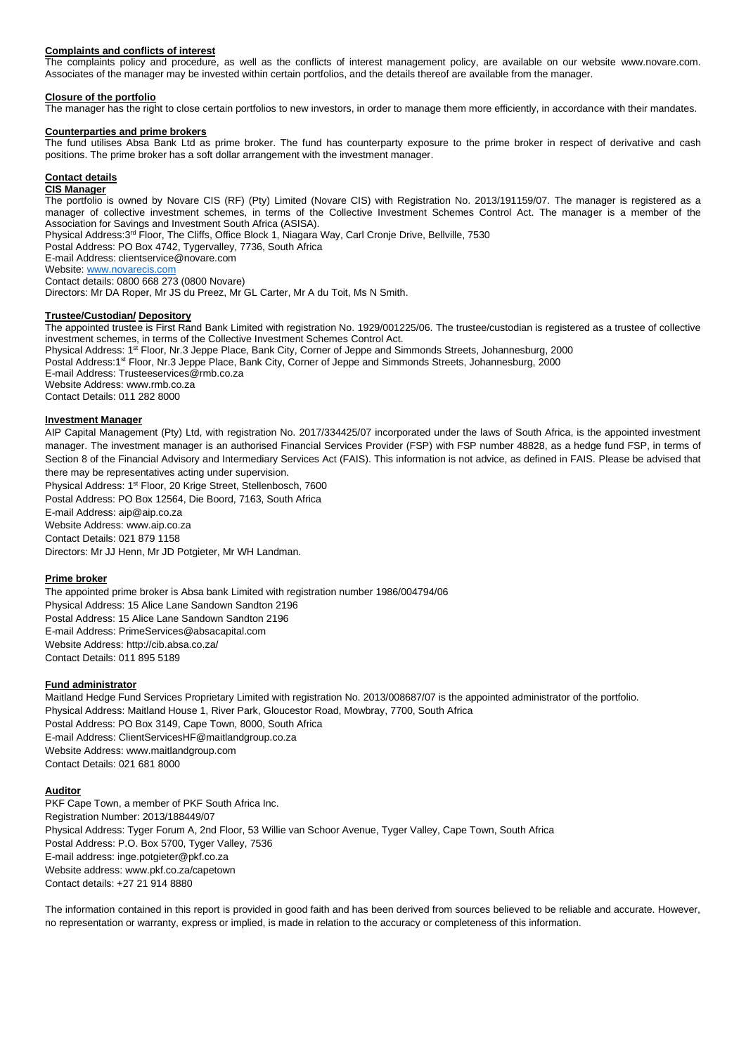**Complaints and conflicts of interest**

The complaints policy and procedure, as well as the conflicts of interest management policy, are available on our website www.novare.com. Associates of the manager may be invested within certain portfolios, and the details thereof are available from the manager.

**Closure of the portfolio**

The manager has the right to close certain portfolios to new investors, in order to manage them more efficiently, in accordance with their mandates.

**Counterparties and prime brokers**

The fund utilises Absa Bank Ltd as prime broker. The fund has counterparty exposure to the prime broker in respect of derivative and cash positions. The prime broker has a soft dollar arrangement with the investment manager.

**Contact details**

**CIS Manager**

The portfolio is owned by Novare CIS (RF) (Pty) Limited (Novare CIS) with Registration No. 2013/191159/07. The manager is registered as a manager of collective investment schemes, in terms of the Collective Investment Schemes Control Act. The manager is a member of the Association for Savings and Investment South Africa (ASISA).

Physical Address:3rd Floor, The Cliffs, Office Block 1, Niagara Way, Carl Cronje Drive, Bellville, 7530
Postal Address: PO Box 4742, Tygervalley, 7736, South Africa
E-mail Address: clientservice@novare.com
Website: www.novarecis.com
Contact details: 0800 668 273 (0800 Novare)
Directors: Mr DA Roper, Mr JS du Preez, Mr GL Carter, Mr A du Toit, Ms N Smith.

**Trustee/Custodian/ Depository**

The appointed trustee is First Rand Bank Limited with registration No. 1929/001225/06. The trustee/custodian is registered as a trustee of collective investment schemes, in terms of the Collective Investment Schemes Control Act.
Physical Address: 1st Floor, Nr.3 Jeppe Place, Bank City, Corner of Jeppe and Simmonds Streets, Johannesburg, 2000
Postal Address:1st Floor, Nr.3 Jeppe Place, Bank City, Corner of Jeppe and Simmonds Streets, Johannesburg, 2000
E-mail Address: Trusteeservices@rmb.co.za
Website Address: www.rmb.co.za
Contact Details: 011 282 8000

**Investment Manager**

AIP Capital Management (Pty) Ltd, with registration No. 2017/334425/07 incorporated under the laws of South Africa, is the appointed investment manager. The investment manager is an authorised Financial Services Provider (FSP) with FSP number 48828, as a hedge fund FSP, in terms of Section 8 of the Financial Advisory and Intermediary Services Act (FAIS). This information is not advice, as defined in FAIS. Please be advised that there may be representatives acting under supervision.
Physical Address: 1st Floor, 20 Krige Street, Stellenbosch, 7600
Postal Address: PO Box 12564, Die Boord, 7163, South Africa
E-mail Address: aip@aip.co.za
Website Address: www.aip.co.za
Contact Details: 021 879 1158
Directors: Mr JJ Henn, Mr JD Potgieter, Mr WH Landman.

**Prime broker**

The appointed prime broker is Absa bank Limited with registration number 1986/004794/06
Physical Address: 15 Alice Lane Sandown Sandton 2196
Postal Address: 15 Alice Lane Sandown Sandton 2196
E-mail Address: PrimeServices@absacapital.com
Website Address: http://cib.absa.co.za/
Contact Details: 011 895 5189

**Fund administrator**

Maitland Hedge Fund Services Proprietary Limited with registration No. 2013/008687/07 is the appointed administrator of the portfolio.
Physical Address: Maitland House 1, River Park, Gloucestor Road, Mowbray, 7700, South Africa
Postal Address: PO Box 3149, Cape Town, 8000, South Africa
E-mail Address: ClientServicesHF@maitlandgroup.co.za
Website Address: www.maitlandgroup.com
Contact Details: 021 681 8000

**Auditor**

PKF Cape Town, a member of PKF South Africa Inc.
Registration Number: 2013/188449/07
Physical Address: Tyger Forum A, 2nd Floor, 53 Willie van Schoor Avenue, Tyger Valley, Cape Town, South Africa
Postal Address: P.O. Box 5700, Tyger Valley, 7536
E-mail address: inge.potgieter@pkf.co.za
Website address: www.pkf.co.za/capetown
Contact details: +27 21 914 8880

The information contained in this report is provided in good faith and has been derived from sources believed to be reliable and accurate. However, no representation or warranty, express or implied, is made in relation to the accuracy or completeness of this information.